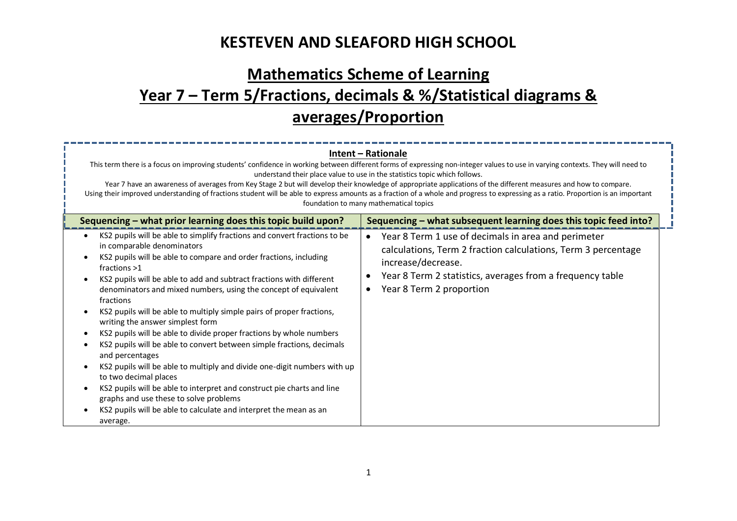# KESTEVEN AND SLEAFORD HIGH SCHOOL

## Mathematics Scheme of Learning

## Year 7 – Term 5/Fractions, decimals & %/Statistical diagrams & averages/Proportion

**Intent – Rationale**

This term there is a focus on improving students' confidence in working between different forms of expressing non-integer values to use in varying contexts. They will need to understand their place value to use in the statistics topic which follows.

Year 7 have an awareness of averages from Key Stage 2 but will develop their knowledge of appropriate applications of the different measures and how to compare.

Using their improved understanding of fractions student will be able to express amounts as a fraction of a whole and progress to expressing as a ratio. Proportion is an important foundation to many mathematical topics

| Sequencing – what prior learning does this topic build upon? | Sequencing – what subsequent learning does this topic feed into? |
|---|---|
| • KS2 pupils will be able to simplify fractions and convert fractions to be in comparable denominators<br>• KS2 pupils will be able to compare and order fractions, including fractions >1<br>• KS2 pupils will be able to add and subtract fractions with different denominators and mixed numbers, using the concept of equivalent fractions<br>• KS2 pupils will be able to multiply simple pairs of proper fractions, writing the answer simplest form<br>• KS2 pupils will be able to divide proper fractions by whole numbers<br>• KS2 pupils will be able to convert between simple fractions, decimals and percentages<br>• KS2 pupils will be able to multiply and divide one-digit numbers with up to two decimal places<br>• KS2 pupils will be able to interpret and construct pie charts and line graphs and use these to solve problems<br>• KS2 pupils will be able to calculate and interpret the mean as an average. | • Year 8 Term 1 use of decimals in area and perimeter calculations, Term 2 fraction calculations, Term 3 percentage increase/decrease.<br>• Year 8 Term 2 statistics, averages from a frequency table<br>• Year 8 Term 2 proportion |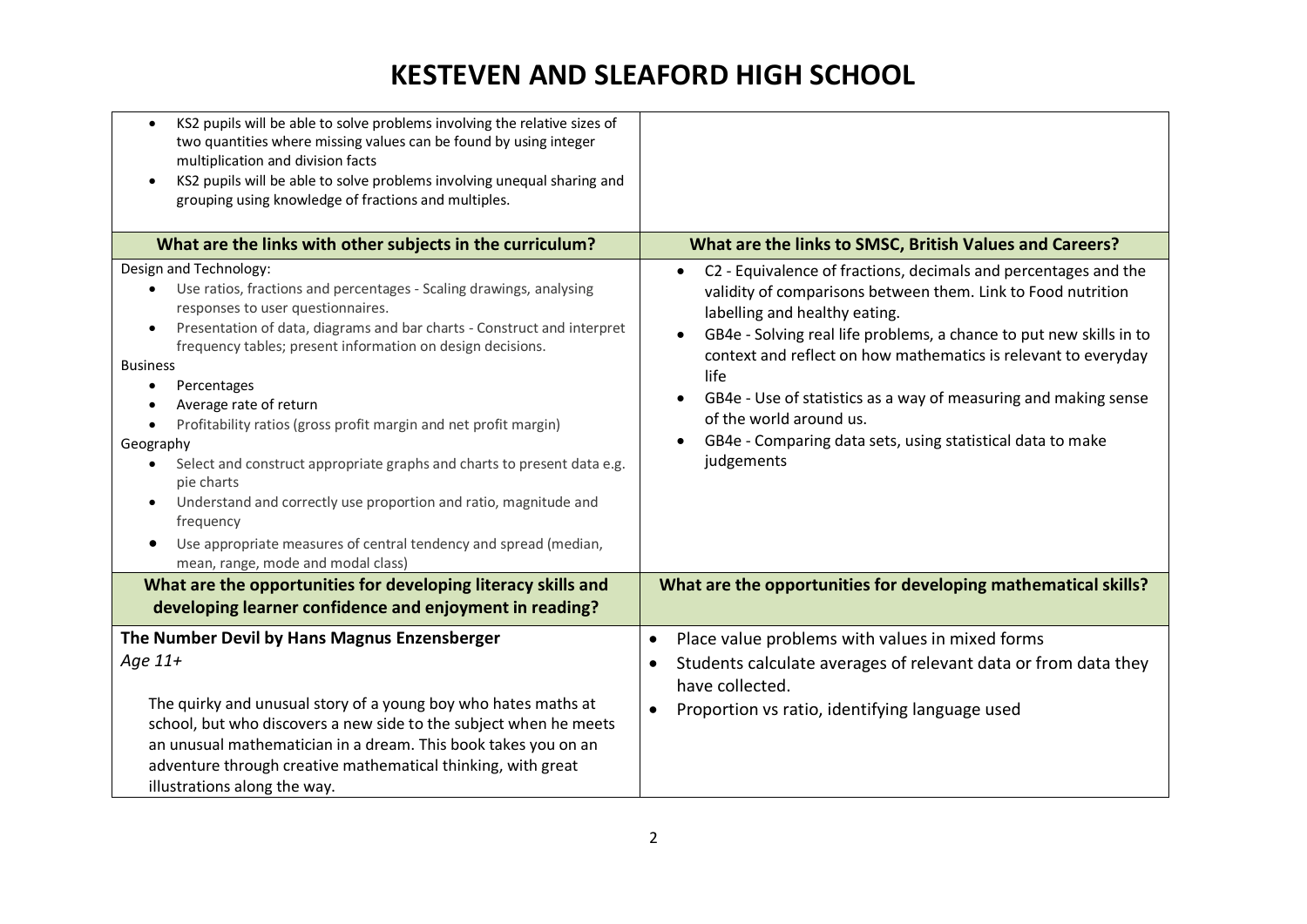# KESTEVEN AND SLEAFORD HIGH SCHOOL

| | |
|---|---|
| • KS2 pupils will be able to solve problems involving the relative sizes of two quantities where missing values can be found by using integer multiplication and division facts<br>• KS2 pupils will be able to solve problems involving unequal sharing and grouping using knowledge of fractions and multiples. | |
| **What are the links with other subjects in the curriculum?** | **What are the links to SMSC, British Values and Careers?** |
| Design and Technology:<br>• Use ratios, fractions and percentages - Scaling drawings, analysing responses to user questionnaires.<br>• Presentation of data, diagrams and bar charts - Construct and interpret frequency tables; present information on design decisions.<br>Business<br>• Percentages<br>• Average rate of return<br>• Profitability ratios (gross profit margin and net profit margin)<br>Geography<br>• Select and construct appropriate graphs and charts to present data e.g. pie charts<br>• Understand and correctly use proportion and ratio, magnitude and frequency<br>• Use appropriate measures of central tendency and spread (median, mean, range, mode and modal class) | • C2 - Equivalence of fractions, decimals and percentages and the validity of comparisons between them. Link to Food nutrition labelling and healthy eating.<br>• GB4e - Solving real life problems, a chance to put new skills in to context and reflect on how mathematics is relevant to everyday life<br>• GB4e - Use of statistics as a way of measuring and making sense of the world around us.<br>• GB4e - Comparing data sets, using statistical data to make judgements |
| **What are the opportunities for developing literacy skills and developing learner confidence and enjoyment in reading?** | **What are the opportunities for developing mathematical skills?** |
| **The Number Devil by Hans Magnus Enzensberger**<br>*Age 11+*<br><br>The quirky and unusual story of a young boy who hates maths at school, but who discovers a new side to the subject when he meets an unusual mathematician in a dream. This book takes you on an adventure through creative mathematical thinking, with great illustrations along the way. | • Place value problems with values in mixed forms<br>• Students calculate averages of relevant data or from data they have collected.<br>• Proportion vs ratio, identifying language used |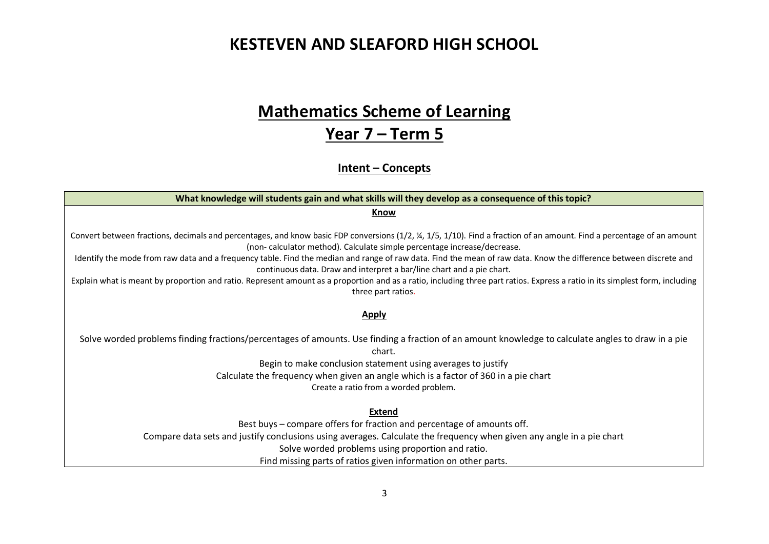# KESTEVEN AND SLEAFORD HIGH SCHOOL

## <u>Mathematics Scheme of Learning</u>
## <u>Year 7 – Term 5</u>

### <u>Intent – Concepts</u>

| What knowledge will students gain and what skills will they develop as a consequence of this topic? |
| --- |
| **<u>Know</u>**<br><br>Convert between fractions, decimals and percentages, and know basic FDP conversions (1/2, ¼, 1/5, 1/10). Find a fraction of an amount. Find a percentage of an amount (non- calculator method). Calculate simple percentage increase/decrease.<br>Identify the mode from raw data and a frequency table. Find the median and range of raw data. Find the mean of raw data. Know the difference between discrete and continuous data. Draw and interpret a bar/line chart and a pie chart.<br>Explain what is meant by proportion and ratio. Represent amount as a proportion and as a ratio, including three part ratios. Express a ratio in its simplest form, including three part ratios.<br><br>**<u>Apply</u>**<br><br>Solve worded problems finding fractions/percentages of amounts. Use finding a fraction of an amount knowledge to calculate angles to draw in a pie chart.<br>Begin to make conclusion statement using averages to justify<br>Calculate the frequency when given an angle which is a factor of 360 in a pie chart<br>Create a ratio from a worded problem.<br><br>**<u>Extend</u>**<br>Best buys – compare offers for fraction and percentage of amounts off.<br>Compare data sets and justify conclusions using averages. Calculate the frequency when given any angle in a pie chart<br>Solve worded problems using proportion and ratio.<br>Find missing parts of ratios given information on other parts. |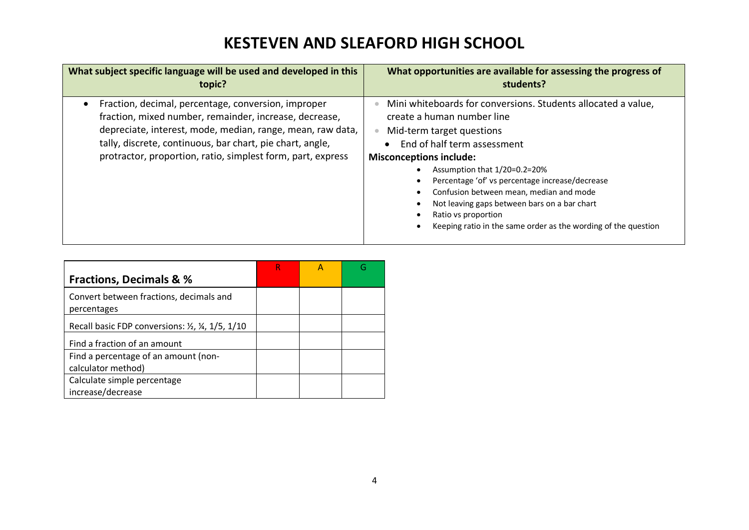# KESTEVEN AND SLEAFORD HIGH SCHOOL

| What subject specific language will be used and developed in this topic? | What opportunities are available for assessing the progress of students? |
|---|---|
| • Fraction, decimal, percentage, conversion, improper fraction, mixed number, remainder, increase, decrease, depreciate, interest, mode, median, range, mean, raw data, tally, discrete, continuous, bar chart, pie chart, angle, protractor, proportion, ratio, simplest form, part, express | • Mini whiteboards for conversions. Students allocated a value, create a human number line<br>• Mid-term target questions<br>• End of half term assessment<br>**Misconceptions include:**<br>• Assumption that 1/20=0.2=20%<br>• Percentage 'of' vs percentage increase/decrease<br>• Confusion between mean, median and mode<br>• Not leaving gaps between bars on a bar chart<br>• Ratio vs proportion<br>• Keeping ratio in the same order as the wording of the question |

| **Fractions, Decimals & %** | R | A | G |
|---|---|---|---|
| Convert between fractions, decimals and percentages | | | |
| Recall basic FDP conversions: ½, ¼, 1/5, 1/10 | | | |
| Find a fraction of an amount | | | |
| Find a percentage of an amount (non-calculator method) | | | |
| Calculate simple percentage increase/decrease | | | |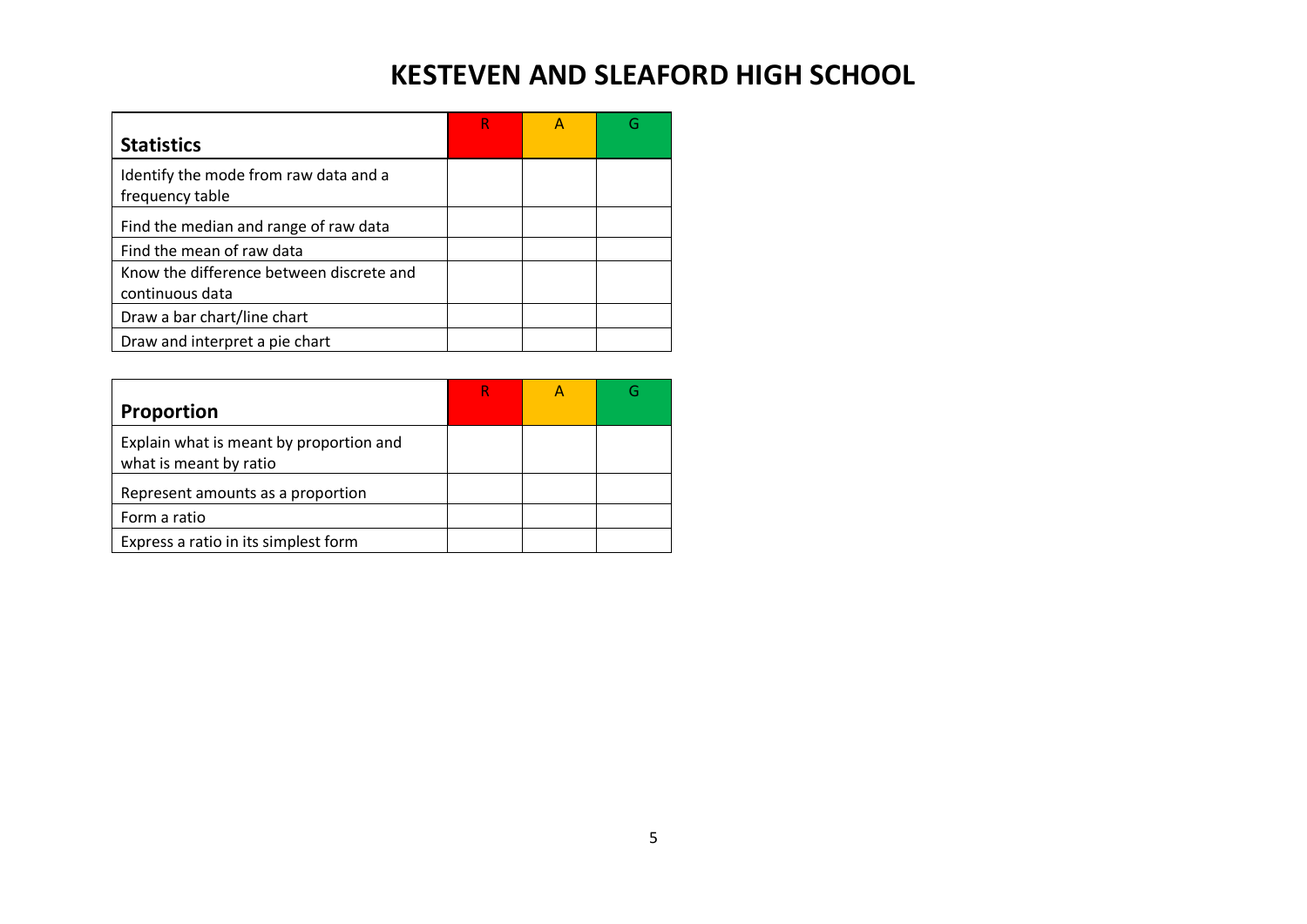# KESTEVEN AND SLEAFORD HIGH SCHOOL

| Statistics | R | A | G |
|---|---|---|---|
| Identify the mode from raw data and a frequency table | | | |
| Find the median and range of raw data | | | |
| Find the mean of raw data | | | |
| Know the difference between discrete and continuous data | | | |
| Draw a bar chart/line chart | | | |
| Draw and interpret a pie chart | | | |

| Proportion | R | A | G |
|---|---|---|---|
| Explain what is meant by proportion and what is meant by ratio | | | |
| Represent amounts as a proportion | | | |
| Form a ratio | | | |
| Express a ratio in its simplest form | | | |